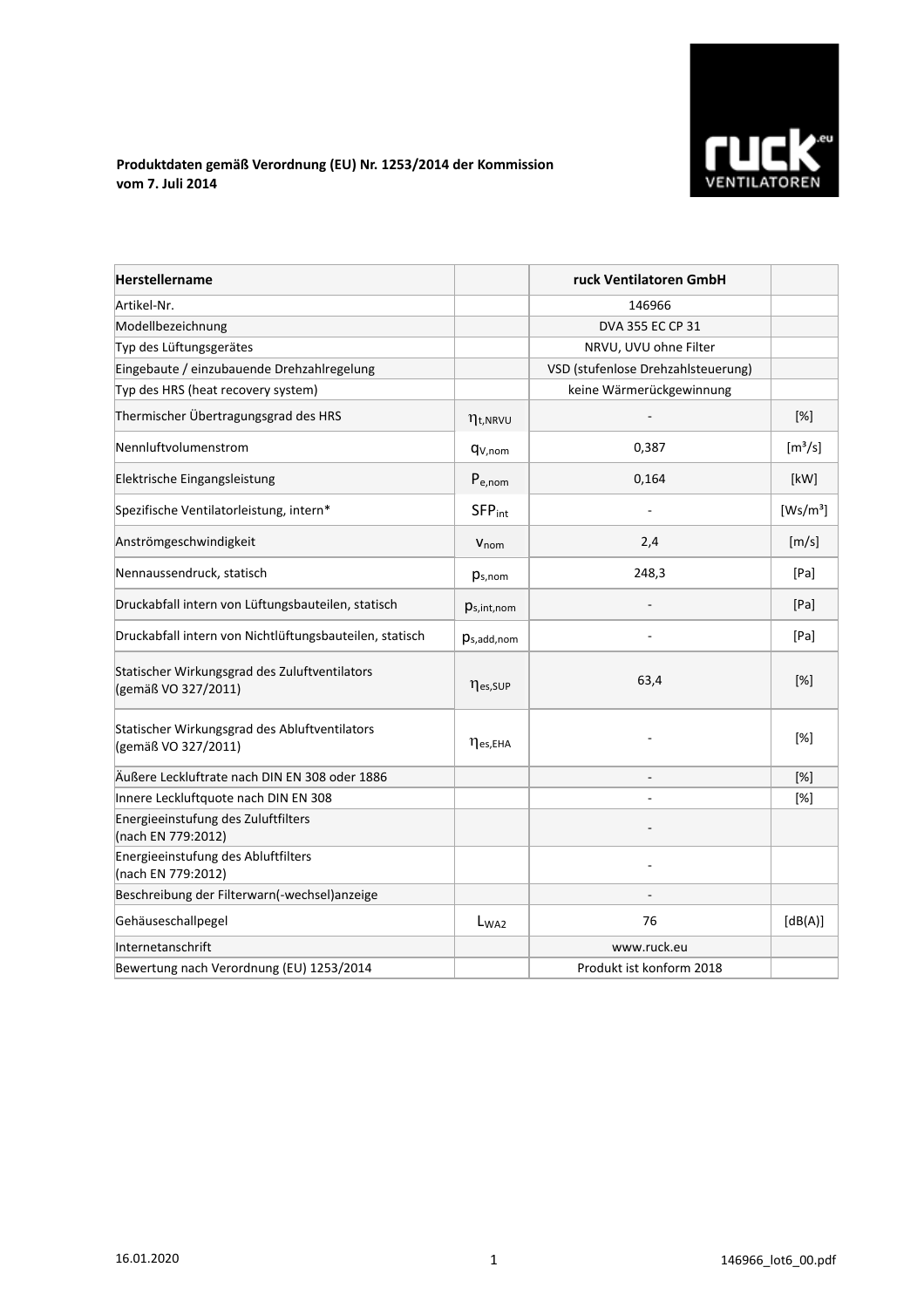**Produktdaten gemäß Verordnung (EU) Nr. 1253/2014 der Kommission vom 7. Juli 2014**

| **Herstellername** | | **ruck Ventilatoren GmbH** | |
|---|---|---|---|
| Artikel-Nr. | | 146966 | |
| Modellbezeichnung | | DVA 355 EC CP 31 | |
| Typ des Lüftungsgerätes | | NRVU, UVU ohne Filter | |
| Eingebaute / einzubauende Drehzahlregelung | | VSD (stufenlose Drehzahlsteuerung) | |
| Typ des HRS (heat recovery system) | | keine Wärmerückgewinnung | |
| Thermischer Übertragungsgrad des HRS | $\eta_{t,NRVU}$ | - | [%] |
| Nennluftvolumenstrom | $q_{V,nom}$ | 0,387 | [m³/s] |
| Elektrische Eingangsleistung | $P_{e,nom}$ | 0,164 | [kW] |
| Spezifische Ventilatorleistung, intern* | $SFP_{int}$ | - | [Ws/m³] |
| Anströmgeschwindigkeit | $v_{nom}$ | 2,4 | [m/s] |
| Nennaussendruck, statisch | $p_{s,nom}$ | 248,3 | [Pa] |
| Druckabfall intern von Lüftungsbauteilen, statisch | $p_{s,int,nom}$ | - | [Pa] |
| Druckabfall intern von Nichtlüftungsbauteilen, statisch | $p_{s,add,nom}$ | - | [Pa] |
| Statischer Wirkungsgrad des Zuluftventilators (gemäß VO 327/2011) | $\eta_{es,SUP}$ | 63,4 | [%] |
| Statischer Wirkungsgrad des Abluftventilators (gemäß VO 327/2011) | $\eta_{es,EHA}$ | - | [%] |
| Äußere Leckluftrate nach DIN EN 308 oder 1886 | | - | [%] |
| Innere Leckluftquote nach DIN EN 308 | | - | [%] |
| Energieeinstufung des Zuluftfilters (nach EN 779:2012) | | - | |
| Energieeinstufung des Abluftfilters (nach EN 779:2012) | | - | |
| Beschreibung der Filterwarn(-wechsel)anzeige | | - | |
| Gehäuseschallpegel | $L_{WA2}$ | 76 | [dB(A)] |
| Internetanschrift | | www.ruck.eu | |
| Bewertung nach Verordnung (EU) 1253/2014 | | Produkt ist konform 2018 | |

16.01.2020 146966_lot6_00.pdf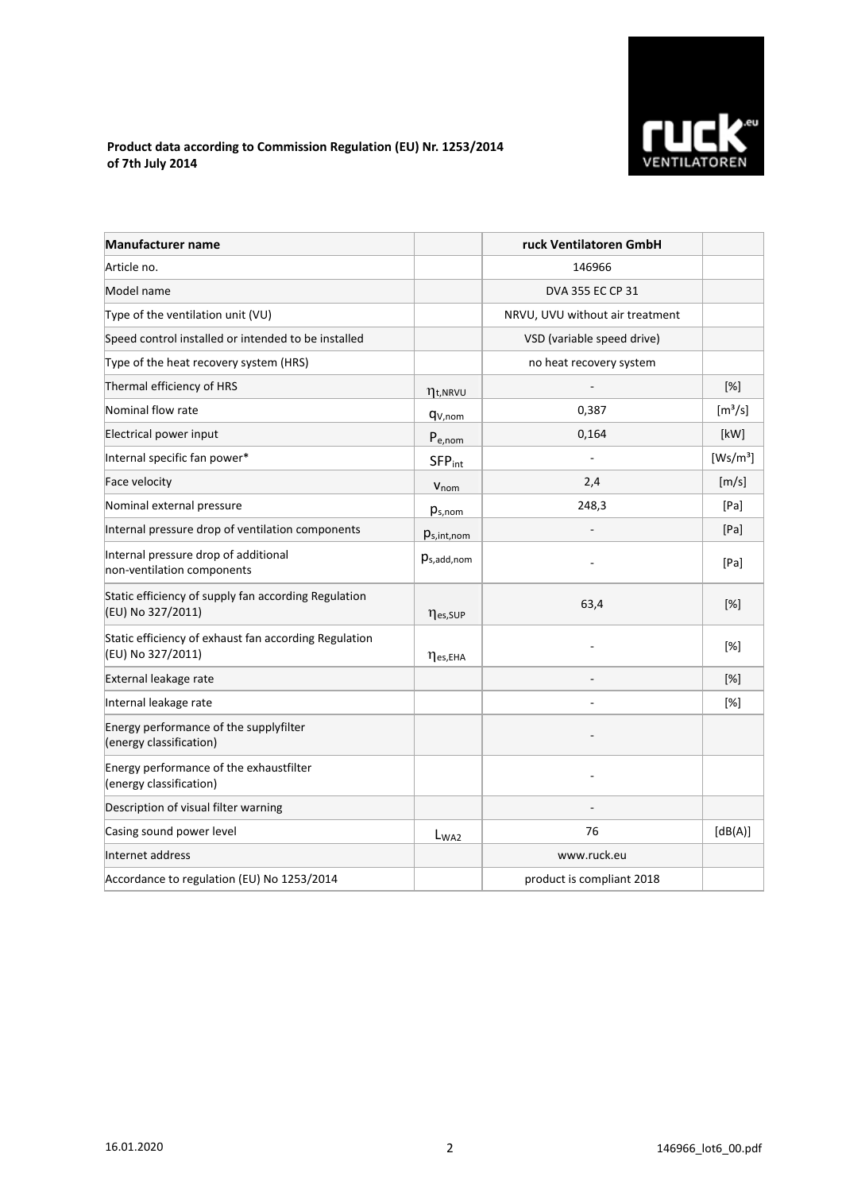**Product data according to Commission Regulation (EU) Nr. 1253/2014 of 7th July 2014**

| Manufacturer name | | ruck Ventilatoren GmbH | |
|---|---|---|---|
| Article no. | | 146966 | |
| Model name | | DVA 355 EC CP 31 | |
| Type of the ventilation unit (VU) | | NRVU, UVU without air treatment | |
| Speed control installed or intended to be installed | | VSD (variable speed drive) | |
| Type of the heat recovery system (HRS) | | no heat recovery system | |
| Thermal efficiency of HRS | $\eta_{t,NRVU}$ | - | [%] |
| Nominal flow rate | $q_{V,nom}$ | 0,387 | [m³/s] |
| Electrical power input | $P_{e,nom}$ | 0,164 | [kW] |
| Internal specific fan power* | $SFP_{int}$ | - | [Ws/m³] |
| Face velocity | $v_{nom}$ | 2,4 | [m/s] |
| Nominal external pressure | $p_{s,nom}$ | 248,3 | [Pa] |
| Internal pressure drop of ventilation components | $p_{s,int,nom}$ | - | [Pa] |
| Internal pressure drop of additional non-ventilation components | $p_{s,add,nom}$ | - | [Pa] |
| Static efficiency of supply fan according Regulation (EU) No 327/2011) | $\eta_{es,SUP}$ | 63,4 | [%] |
| Static efficiency of exhaust fan according Regulation (EU) No 327/2011) | $\eta_{es,EHA}$ | - | [%] |
| External leakage rate | | - | [%] |
| Internal leakage rate | | - | [%] |
| Energy performance of the supplyfilter (energy classification) | | - | |
| Energy performance of the exhaustfilter (energy classification) | | - | |
| Description of visual filter warning | | - | |
| Casing sound power level | $L_{WA2}$ | 76 | [dB(A)] |
| Internet address | | www.ruck.eu | |
| Accordance to regulation (EU) No 1253/2014 | | product is compliant 2018 | |

16.01.2020

146966_lot6_00.pdf